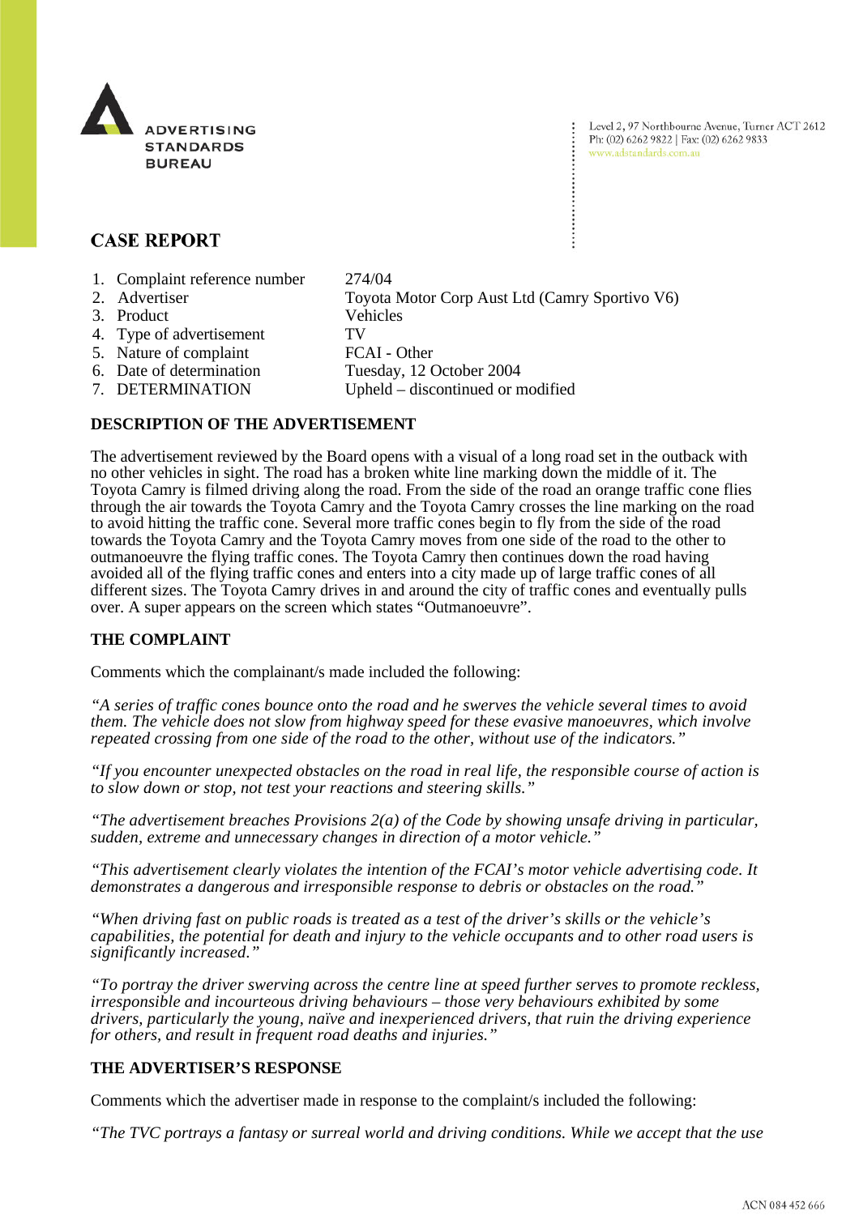ADVERTISING STANDARDS BUREAU

Level 2, 97 Northbourne Avenue, Turner ACT 2612
Ph: (02) 6262 9822 | Fax: (02) 6262 9833
www.adstandards.com.au

## CASE REPORT

| | |
|---|---|
| 1. Complaint reference number | 274/04 |
| 2. Advertiser | Toyota Motor Corp Aust Ltd (Camry Sportivo V6) |
| 3. Product | Vehicles |
| 4. Type of advertisement | TV |
| 5. Nature of complaint | FCAI - Other |
| 6. Date of determination | Tuesday, 12 October 2004 |
| 7. DETERMINATION | Upheld – discontinued or modified |

### DESCRIPTION OF THE ADVERTISEMENT

The advertisement reviewed by the Board opens with a visual of a long road set in the outback with no other vehicles in sight. The road has a broken white line marking down the middle of it. The Toyota Camry is filmed driving along the road. From the side of the road an orange traffic cone flies through the air towards the Toyota Camry and the Toyota Camry crosses the line marking on the road to avoid hitting the traffic cone. Several more traffic cones begin to fly from the side of the road towards the Toyota Camry and the Toyota Camry moves from one side of the road to the other to outmanoeuvre the flying traffic cones. The Toyota Camry then continues down the road having avoided all of the flying traffic cones and enters into a city made up of large traffic cones of all different sizes. The Toyota Camry drives in and around the city of traffic cones and eventually pulls over. A super appears on the screen which states "Outmanoeuvre".

### THE COMPLAINT

Comments which the complainant/s made included the following:

*"A series of traffic cones bounce onto the road and he swerves the vehicle several times to avoid them. The vehicle does not slow from highway speed for these evasive manoeuvres, which involve repeated crossing from one side of the road to the other, without use of the indicators."*

*"If you encounter unexpected obstacles on the road in real life, the responsible course of action is to slow down or stop, not test your reactions and steering skills."*

*"The advertisement breaches Provisions 2(a) of the Code by showing unsafe driving in particular, sudden, extreme and unnecessary changes in direction of a motor vehicle."*

*"This advertisement clearly violates the intention of the FCAI's motor vehicle advertising code. It demonstrates a dangerous and irresponsible response to debris or obstacles on the road."*

*"When driving fast on public roads is treated as a test of the driver's skills or the vehicle's capabilities, the potential for death and injury to the vehicle occupants and to other road users is significantly increased."*

*"To portray the driver swerving across the centre line at speed further serves to promote reckless, irresponsible and incourteous driving behaviours – those very behaviours exhibited by some drivers, particularly the young, naïve and inexperienced drivers, that ruin the driving experience for others, and result in frequent road deaths and injuries."*

### THE ADVERTISER'S RESPONSE

Comments which the advertiser made in response to the complaint/s included the following:

*"The TVC portrays a fantasy or surreal world and driving conditions. While we accept that the use*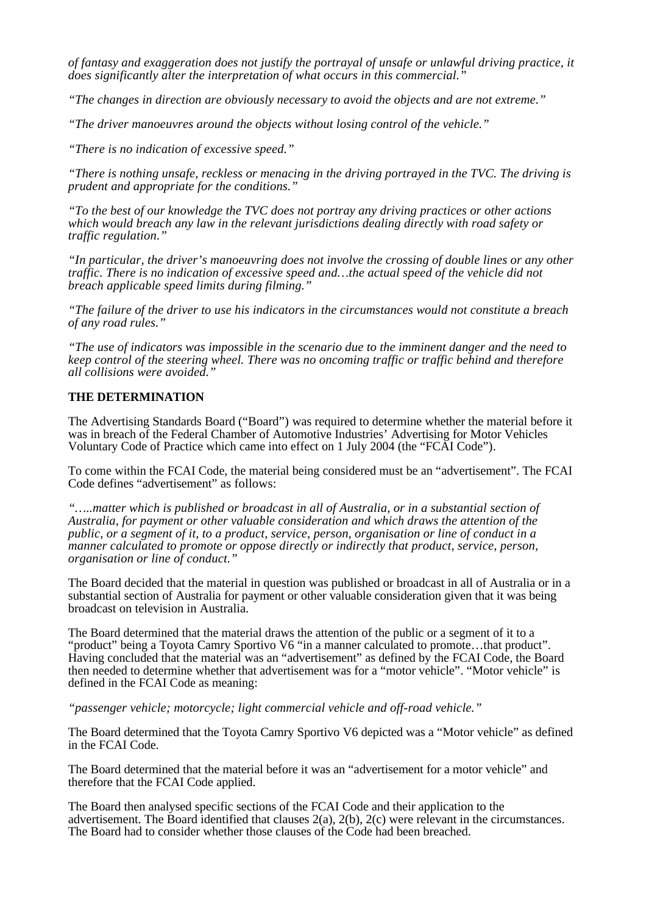*of fantasy and exaggeration does not justify the portrayal of unsafe or unlawful driving practice, it does significantly alter the interpretation of what occurs in this commercial."*

*"The changes in direction are obviously necessary to avoid the objects and are not extreme."*

*"The driver manoeuvres around the objects without losing control of the vehicle."*

*"There is no indication of excessive speed."*

*"There is nothing unsafe, reckless or menacing in the driving portrayed in the TVC. The driving is prudent and appropriate for the conditions."*

*"To the best of our knowledge the TVC does not portray any driving practices or other actions which would breach any law in the relevant jurisdictions dealing directly with road safety or traffic regulation."*

*"In particular, the driver's manoeuvring does not involve the crossing of double lines or any other traffic. There is no indication of excessive speed and…the actual speed of the vehicle did not breach applicable speed limits during filming."*

*"The failure of the driver to use his indicators in the circumstances would not constitute a breach of any road rules."*

*"The use of indicators was impossible in the scenario due to the imminent danger and the need to keep control of the steering wheel. There was no oncoming traffic or traffic behind and therefore all collisions were avoided."*

**THE DETERMINATION**

The Advertising Standards Board ("Board") was required to determine whether the material before it was in breach of the Federal Chamber of Automotive Industries' Advertising for Motor Vehicles Voluntary Code of Practice which came into effect on 1 July 2004 (the "FCAI Code").

To come within the FCAI Code, the material being considered must be an "advertisement". The FCAI Code defines "advertisement" as follows:

*"…..matter which is published or broadcast in all of Australia, or in a substantial section of Australia, for payment or other valuable consideration and which draws the attention of the public, or a segment of it, to a product, service, person, organisation or line of conduct in a manner calculated to promote or oppose directly or indirectly that product, service, person, organisation or line of conduct."*

The Board decided that the material in question was published or broadcast in all of Australia or in a substantial section of Australia for payment or other valuable consideration given that it was being broadcast on television in Australia.

The Board determined that the material draws the attention of the public or a segment of it to a "product" being a Toyota Camry Sportivo V6 "in a manner calculated to promote…that product". Having concluded that the material was an "advertisement" as defined by the FCAI Code, the Board then needed to determine whether that advertisement was for a "motor vehicle". "Motor vehicle" is defined in the FCAI Code as meaning:

*"passenger vehicle; motorcycle; light commercial vehicle and off-road vehicle."*

The Board determined that the Toyota Camry Sportivo V6 depicted was a "Motor vehicle" as defined in the FCAI Code.

The Board determined that the material before it was an "advertisement for a motor vehicle" and therefore that the FCAI Code applied.

The Board then analysed specific sections of the FCAI Code and their application to the advertisement. The Board identified that clauses 2(a), 2(b), 2(c) were relevant in the circumstances. The Board had to consider whether those clauses of the Code had been breached.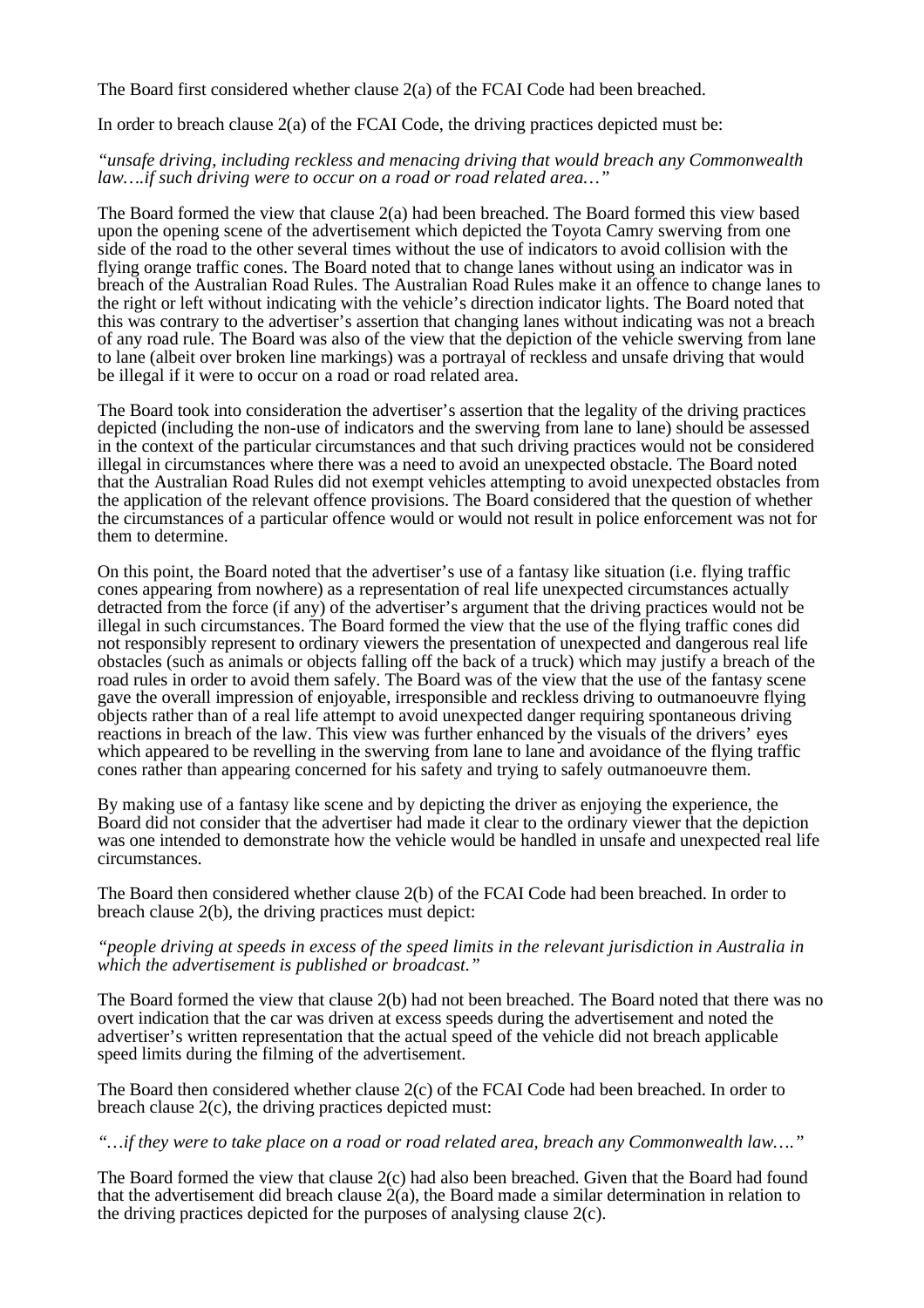The Board first considered whether clause 2(a) of the FCAI Code had been breached.

In order to breach clause 2(a) of the FCAI Code, the driving practices depicted must be:

*"unsafe driving, including reckless and menacing driving that would breach any Commonwealth law….if such driving were to occur on a road or road related area…"*

The Board formed the view that clause 2(a) had been breached. The Board formed this view based upon the opening scene of the advertisement which depicted the Toyota Camry swerving from one side of the road to the other several times without the use of indicators to avoid collision with the flying orange traffic cones. The Board noted that to change lanes without using an indicator was in breach of the Australian Road Rules. The Australian Road Rules make it an offence to change lanes to the right or left without indicating with the vehicle's direction indicator lights. The Board noted that this was contrary to the advertiser's assertion that changing lanes without indicating was not a breach of any road rule. The Board was also of the view that the depiction of the vehicle swerving from lane to lane (albeit over broken line markings) was a portrayal of reckless and unsafe driving that would be illegal if it were to occur on a road or road related area.

The Board took into consideration the advertiser's assertion that the legality of the driving practices depicted (including the non-use of indicators and the swerving from lane to lane) should be assessed in the context of the particular circumstances and that such driving practices would not be considered illegal in circumstances where there was a need to avoid an unexpected obstacle. The Board noted that the Australian Road Rules did not exempt vehicles attempting to avoid unexpected obstacles from the application of the relevant offence provisions. The Board considered that the question of whether the circumstances of a particular offence would or would not result in police enforcement was not for them to determine.

On this point, the Board noted that the advertiser's use of a fantasy like situation (i.e. flying traffic cones appearing from nowhere) as a representation of real life unexpected circumstances actually detracted from the force (if any) of the advertiser's argument that the driving practices would not be illegal in such circumstances. The Board formed the view that the use of the flying traffic cones did not responsibly represent to ordinary viewers the presentation of unexpected and dangerous real life obstacles (such as animals or objects falling off the back of a truck) which may justify a breach of the road rules in order to avoid them safely. The Board was of the view that the use of the fantasy scene gave the overall impression of enjoyable, irresponsible and reckless driving to outmanoeuvre flying objects rather than of a real life attempt to avoid unexpected danger requiring spontaneous driving reactions in breach of the law. This view was further enhanced by the visuals of the drivers' eyes which appeared to be revelling in the swerving from lane to lane and avoidance of the flying traffic cones rather than appearing concerned for his safety and trying to safely outmanoeuvre them.

By making use of a fantasy like scene and by depicting the driver as enjoying the experience, the Board did not consider that the advertiser had made it clear to the ordinary viewer that the depiction was one intended to demonstrate how the vehicle would be handled in unsafe and unexpected real life circumstances.

The Board then considered whether clause 2(b) of the FCAI Code had been breached. In order to breach clause 2(b), the driving practices must depict:

*"people driving at speeds in excess of the speed limits in the relevant jurisdiction in Australia in which the advertisement is published or broadcast."*

The Board formed the view that clause 2(b) had not been breached. The Board noted that there was no overt indication that the car was driven at excess speeds during the advertisement and noted the advertiser's written representation that the actual speed of the vehicle did not breach applicable speed limits during the filming of the advertisement.

The Board then considered whether clause 2(c) of the FCAI Code had been breached. In order to breach clause 2(c), the driving practices depicted must:

*"…if they were to take place on a road or road related area, breach any Commonwealth law…."*

The Board formed the view that clause 2(c) had also been breached. Given that the Board had found that the advertisement did breach clause 2(a), the Board made a similar determination in relation to the driving practices depicted for the purposes of analysing clause 2(c).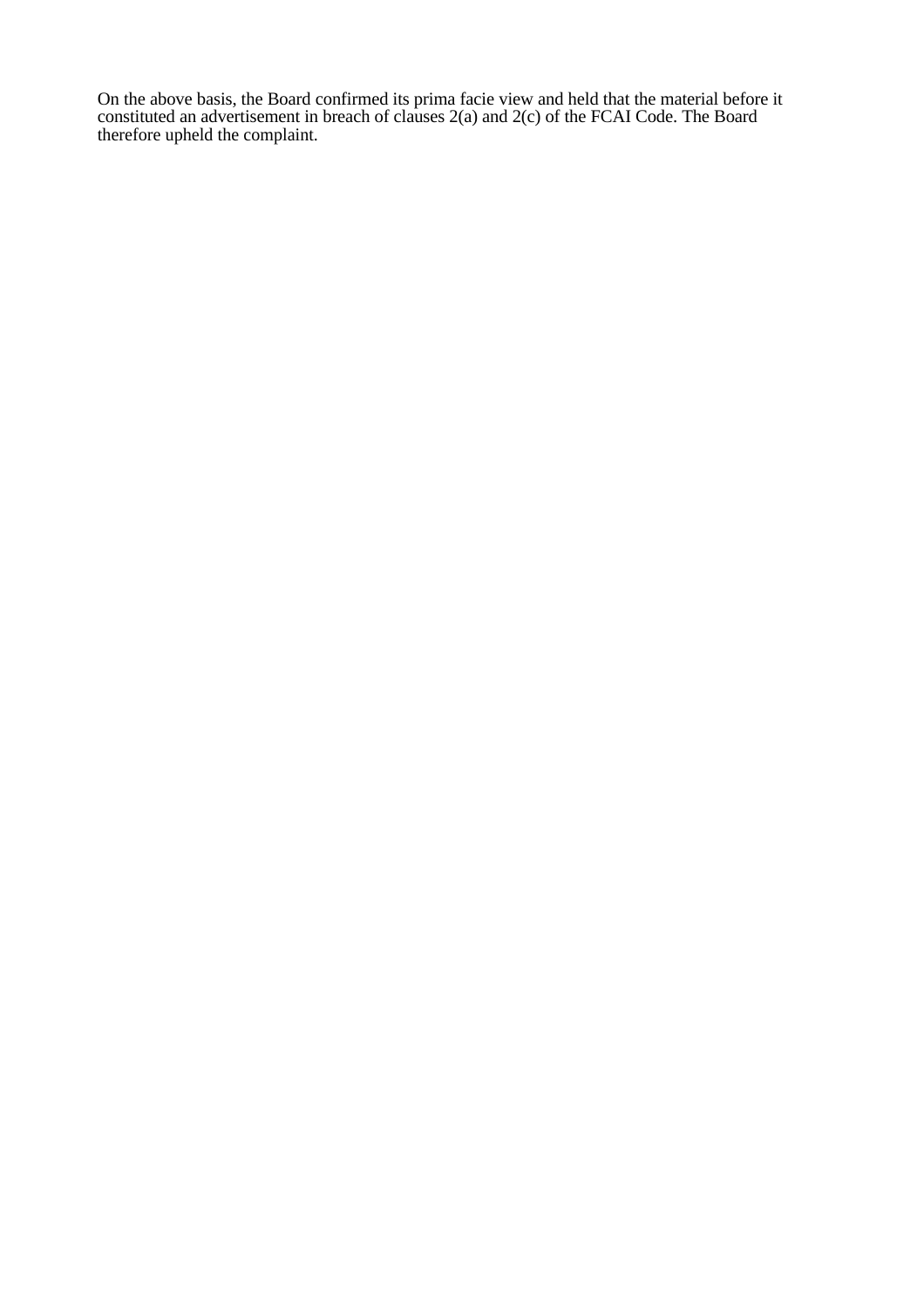On the above basis, the Board confirmed its prima facie view and held that the material before it constituted an advertisement in breach of clauses 2(a) and 2(c) of the FCAI Code. The Board therefore upheld the complaint.